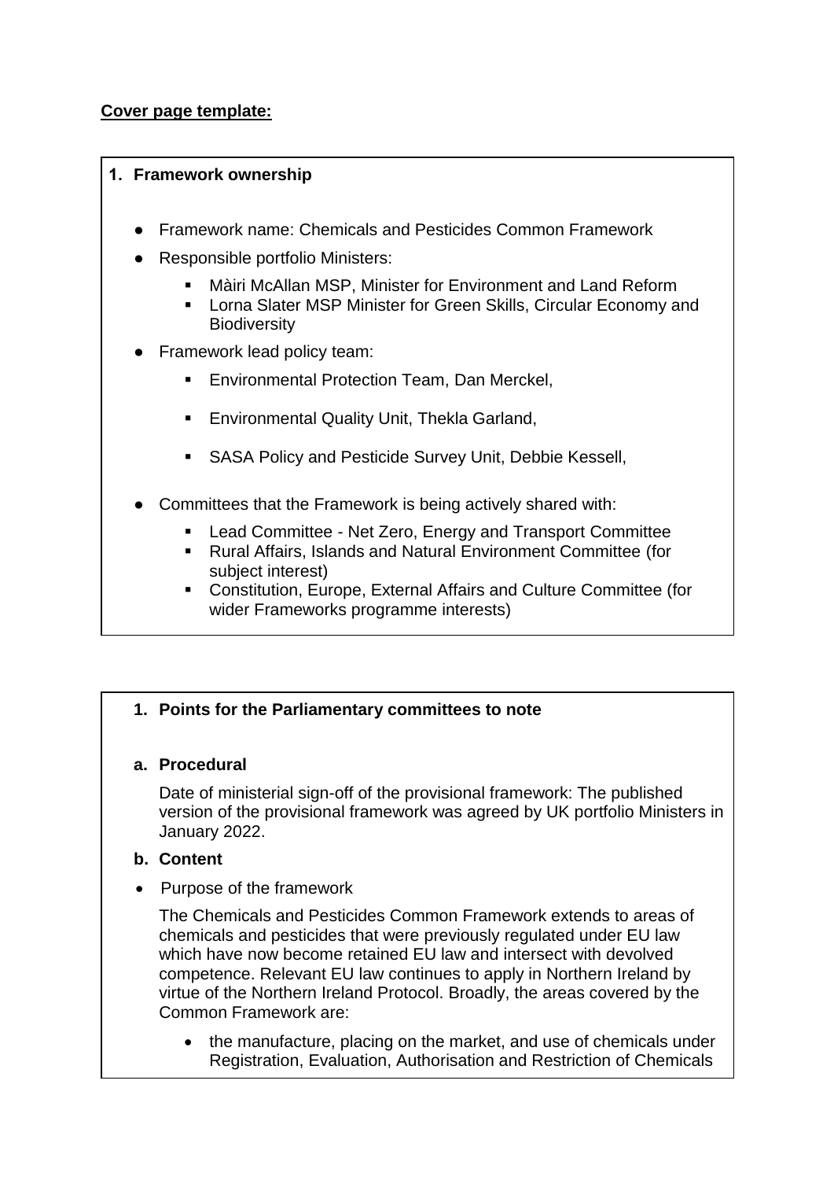**Cover page template:**

## 1. Framework ownership

- Framework name: Chemicals and Pesticides Common Framework
- Responsible portfolio Ministers:
  - Màiri McAllan MSP, Minister for Environment and Land Reform
  - Lorna Slater MSP Minister for Green Skills, Circular Economy and Biodiversity
- Framework lead policy team:
  - Environmental Protection Team, Dan Merckel,
  - Environmental Quality Unit, Thekla Garland,
  - SASA Policy and Pesticide Survey Unit, Debbie Kessell,
- Committees that the Framework is being actively shared with:
  - Lead Committee - Net Zero, Energy and Transport Committee
  - Rural Affairs, Islands and Natural Environment Committee (for subject interest)
  - Constitution, Europe, External Affairs and Culture Committee (for wider Frameworks programme interests)

## 1. Points for the Parliamentary committees to note

### a. Procedural

Date of ministerial sign-off of the provisional framework: The published version of the provisional framework was agreed by UK portfolio Ministers in January 2022.

### b. Content

- Purpose of the framework

The Chemicals and Pesticides Common Framework extends to areas of chemicals and pesticides that were previously regulated under EU law which have now become retained EU law and intersect with devolved competence. Relevant EU law continues to apply in Northern Ireland by virtue of the Northern Ireland Protocol. Broadly, the areas covered by the Common Framework are:

- the manufacture, placing on the market, and use of chemicals under Registration, Evaluation, Authorisation and Restriction of Chemicals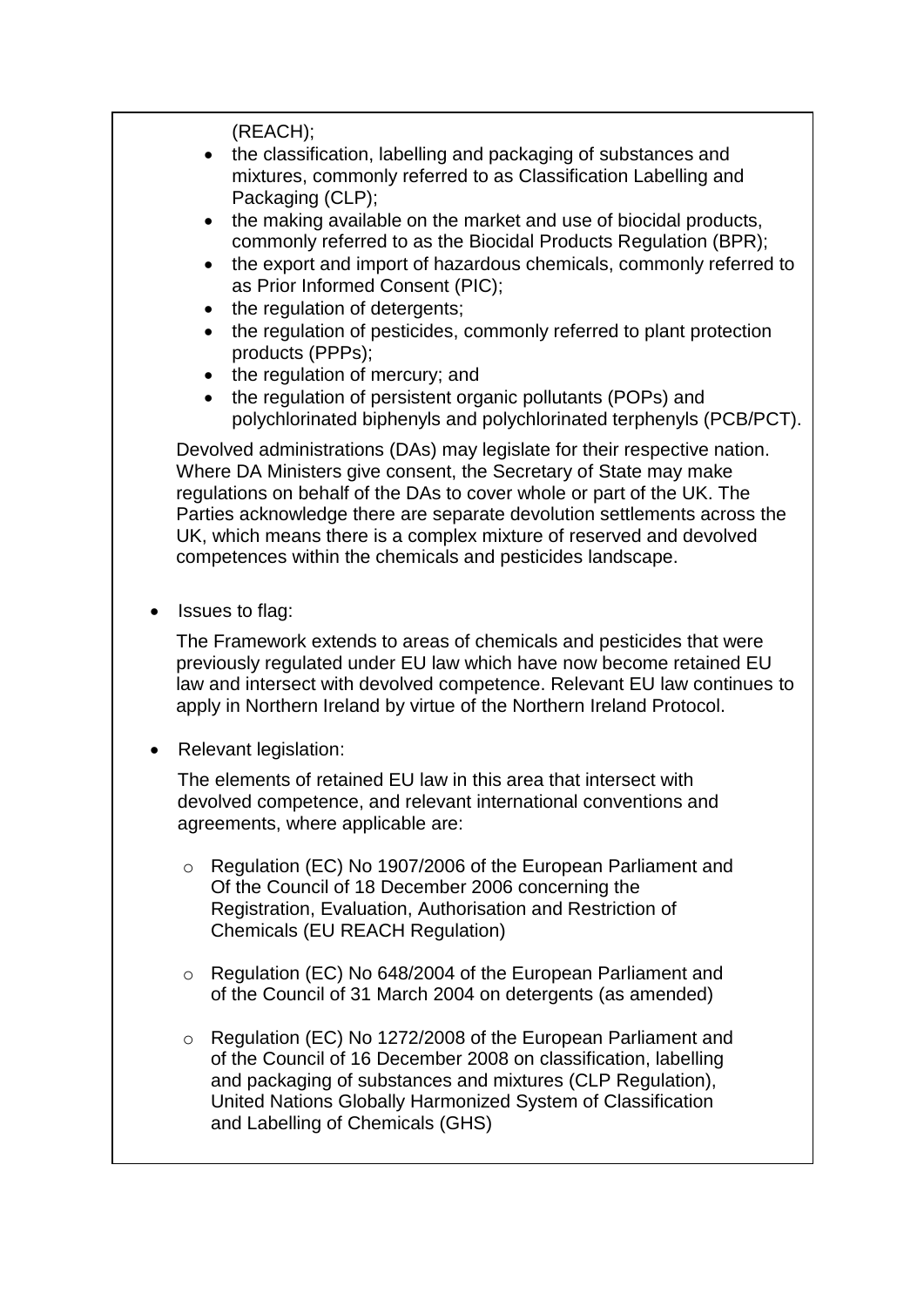(REACH);

- the classification, labelling and packaging of substances and mixtures, commonly referred to as Classification Labelling and Packaging (CLP);
- the making available on the market and use of biocidal products, commonly referred to as the Biocidal Products Regulation (BPR);
- the export and import of hazardous chemicals, commonly referred to as Prior Informed Consent (PIC);
- the regulation of detergents;
- the regulation of pesticides, commonly referred to plant protection products (PPPs);
- the regulation of mercury; and
- the regulation of persistent organic pollutants (POPs) and polychlorinated biphenyls and polychlorinated terphenyls (PCB/PCT).

Devolved administrations (DAs) may legislate for their respective nation. Where DA Ministers give consent, the Secretary of State may make regulations on behalf of the DAs to cover whole or part of the UK. The Parties acknowledge there are separate devolution settlements across the UK, which means there is a complex mixture of reserved and devolved competences within the chemicals and pesticides landscape.

- Issues to flag:

  The Framework extends to areas of chemicals and pesticides that were previously regulated under EU law which have now become retained EU law and intersect with devolved competence. Relevant EU law continues to apply in Northern Ireland by virtue of the Northern Ireland Protocol.

- Relevant legislation:

  The elements of retained EU law in this area that intersect with devolved competence, and relevant international conventions and agreements, where applicable are:

  - Regulation (EC) No 1907/2006 of the European Parliament and Of the Council of 18 December 2006 concerning the Registration, Evaluation, Authorisation and Restriction of Chemicals (EU REACH Regulation)

  - Regulation (EC) No 648/2004 of the European Parliament and of the Council of 31 March 2004 on detergents (as amended)

  - Regulation (EC) No 1272/2008 of the European Parliament and of the Council of 16 December 2008 on classification, labelling and packaging of substances and mixtures (CLP Regulation), United Nations Globally Harmonized System of Classification and Labelling of Chemicals (GHS)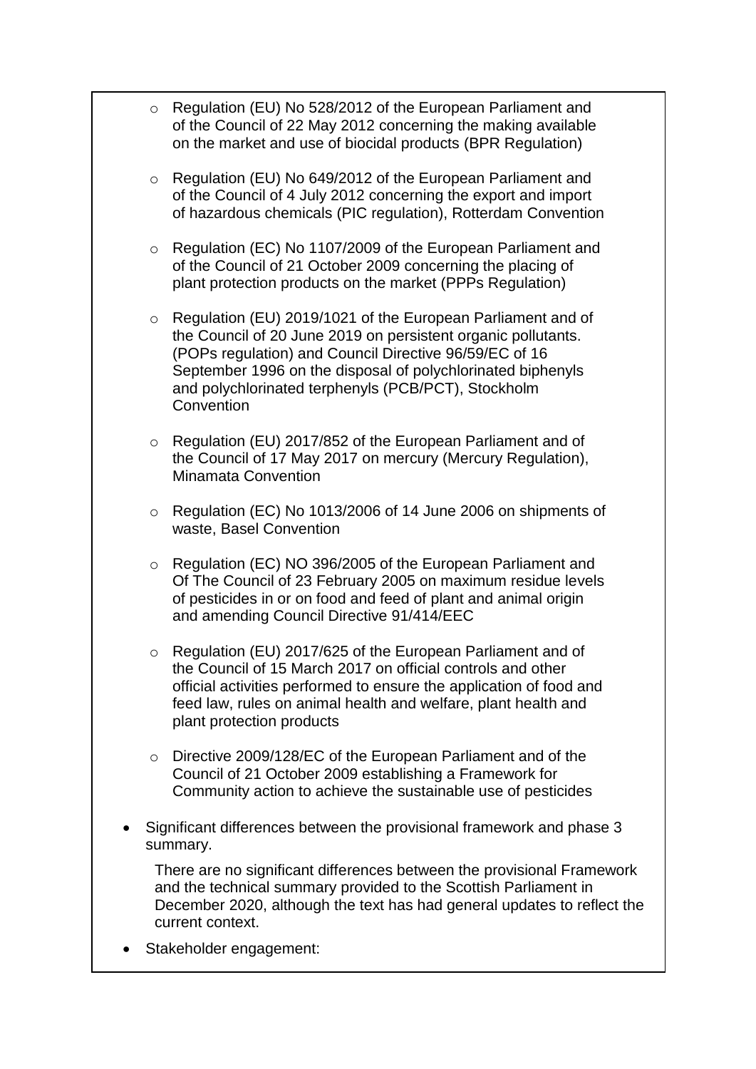- Regulation (EU) No 528/2012 of the European Parliament and of the Council of 22 May 2012 concerning the making available on the market and use of biocidal products (BPR Regulation)

- Regulation (EU) No 649/2012 of the European Parliament and of the Council of 4 July 2012 concerning the export and import of hazardous chemicals (PIC regulation), Rotterdam Convention

- Regulation (EC) No 1107/2009 of the European Parliament and of the Council of 21 October 2009 concerning the placing of plant protection products on the market (PPPs Regulation)

- Regulation (EU) 2019/1021 of the European Parliament and of the Council of 20 June 2019 on persistent organic pollutants. (POPs regulation) and Council Directive 96/59/EC of 16 September 1996 on the disposal of polychlorinated biphenyls and polychlorinated terphenyls (PCB/PCT), Stockholm Convention

- Regulation (EU) 2017/852 of the European Parliament and of the Council of 17 May 2017 on mercury (Mercury Regulation), Minamata Convention

- Regulation (EC) No 1013/2006 of 14 June 2006 on shipments of waste, Basel Convention

- Regulation (EC) NO 396/2005 of the European Parliament and Of The Council of 23 February 2005 on maximum residue levels of pesticides in or on food and feed of plant and animal origin and amending Council Directive 91/414/EEC

- Regulation (EU) 2017/625 of the European Parliament and of the Council of 15 March 2017 on official controls and other official activities performed to ensure the application of food and feed law, rules on animal health and welfare, plant health and plant protection products

- Directive 2009/128/EC of the European Parliament and of the Council of 21 October 2009 establishing a Framework for Community action to achieve the sustainable use of pesticides

- Significant differences between the provisional framework and phase 3 summary.

  There are no significant differences between the provisional Framework and the technical summary provided to the Scottish Parliament in December 2020, although the text has had general updates to reflect the current context.

- Stakeholder engagement: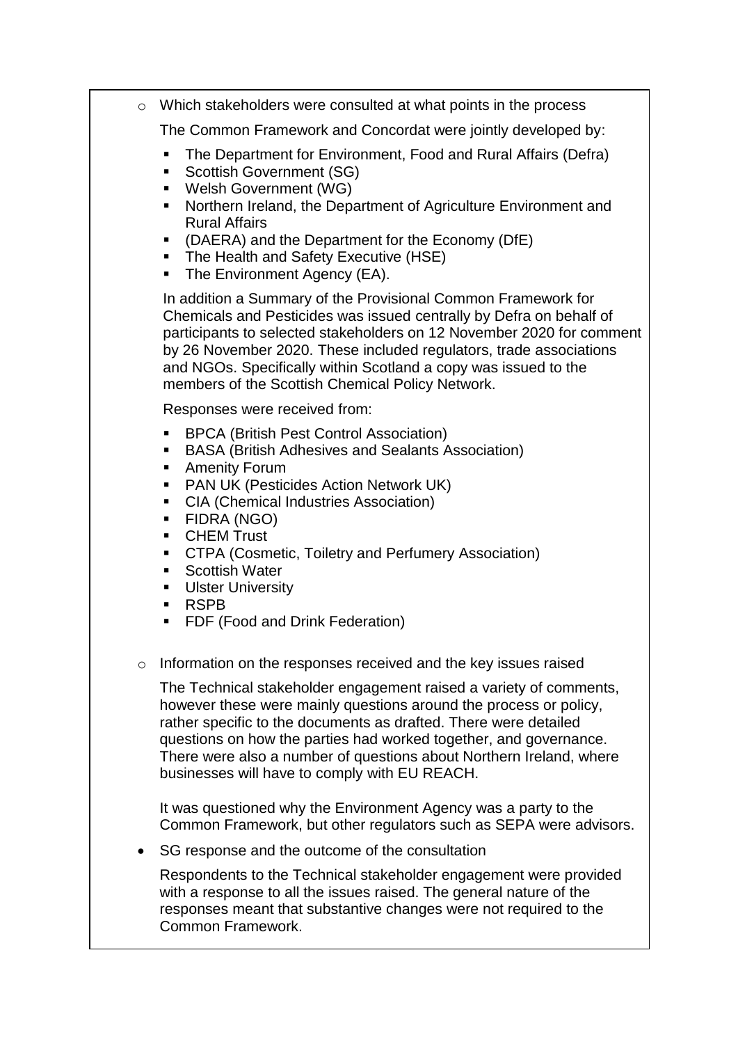- Which stakeholders were consulted at what points in the process

  The Common Framework and Concordat were jointly developed by:

  - The Department for Environment, Food and Rural Affairs (Defra)
  - Scottish Government (SG)
  - Welsh Government (WG)
  - Northern Ireland, the Department of Agriculture Environment and Rural Affairs
  - (DAERA) and the Department for the Economy (DfE)
  - The Health and Safety Executive (HSE)
  - The Environment Agency (EA).

  In addition a Summary of the Provisional Common Framework for Chemicals and Pesticides was issued centrally by Defra on behalf of participants to selected stakeholders on 12 November 2020 for comment by 26 November 2020. These included regulators, trade associations and NGOs. Specifically within Scotland a copy was issued to the members of the Scottish Chemical Policy Network.

  Responses were received from:

  - BPCA (British Pest Control Association)
  - BASA (British Adhesives and Sealants Association)
  - Amenity Forum
  - PAN UK (Pesticides Action Network UK)
  - CIA (Chemical Industries Association)
  - FIDRA (NGO)
  - CHEM Trust
  - CTPA (Cosmetic, Toiletry and Perfumery Association)
  - Scottish Water
  - Ulster University
  - RSPB
  - FDF (Food and Drink Federation)

- Information on the responses received and the key issues raised

  The Technical stakeholder engagement raised a variety of comments, however these were mainly questions around the process or policy, rather specific to the documents as drafted. There were detailed questions on how the parties had worked together, and governance. There were also a number of questions about Northern Ireland, where businesses will have to comply with EU REACH.

  It was questioned why the Environment Agency was a party to the Common Framework, but other regulators such as SEPA were advisors.

- SG response and the outcome of the consultation

  Respondents to the Technical stakeholder engagement were provided with a response to all the issues raised. The general nature of the responses meant that substantive changes were not required to the Common Framework.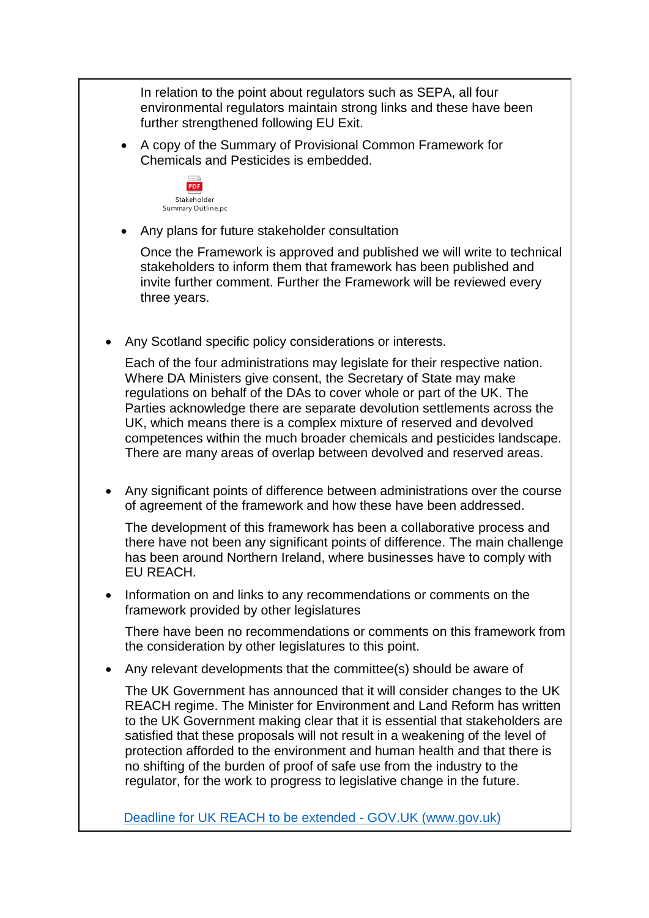In relation to the point about regulators such as SEPA, all four environmental regulators maintain strong links and these have been further strengthened following EU Exit.

- A copy of the Summary of Provisional Common Framework for Chemicals and Pesticides is embedded.

  Stakeholder Summary Outline.pc

- Any plans for future stakeholder consultation

  Once the Framework is approved and published we will write to technical stakeholders to inform them that framework has been published and invite further comment. Further the Framework will be reviewed every three years.

- Any Scotland specific policy considerations or interests.

  Each of the four administrations may legislate for their respective nation. Where DA Ministers give consent, the Secretary of State may make regulations on behalf of the DAs to cover whole or part of the UK. The Parties acknowledge there are separate devolution settlements across the UK, which means there is a complex mixture of reserved and devolved competences within the much broader chemicals and pesticides landscape. There are many areas of overlap between devolved and reserved areas.

- Any significant points of difference between administrations over the course of agreement of the framework and how these have been addressed.

  The development of this framework has been a collaborative process and there have not been any significant points of difference. The main challenge has been around Northern Ireland, where businesses have to comply with EU REACH.

- Information on and links to any recommendations or comments on the framework provided by other legislatures

  There have been no recommendations or comments on this framework from the consideration by other legislatures to this point.

- Any relevant developments that the committee(s) should be aware of

  The UK Government has announced that it will consider changes to the UK REACH regime. The Minister for Environment and Land Reform has written to the UK Government making clear that it is essential that stakeholders are satisfied that these proposals will not result in a weakening of the level of protection afforded to the environment and human health and that there is no shifting of the burden of proof of safe use from the industry to the regulator, for the work to progress to legislative change in the future.

  [Deadline for UK REACH to be extended - GOV.UK (www.gov.uk)]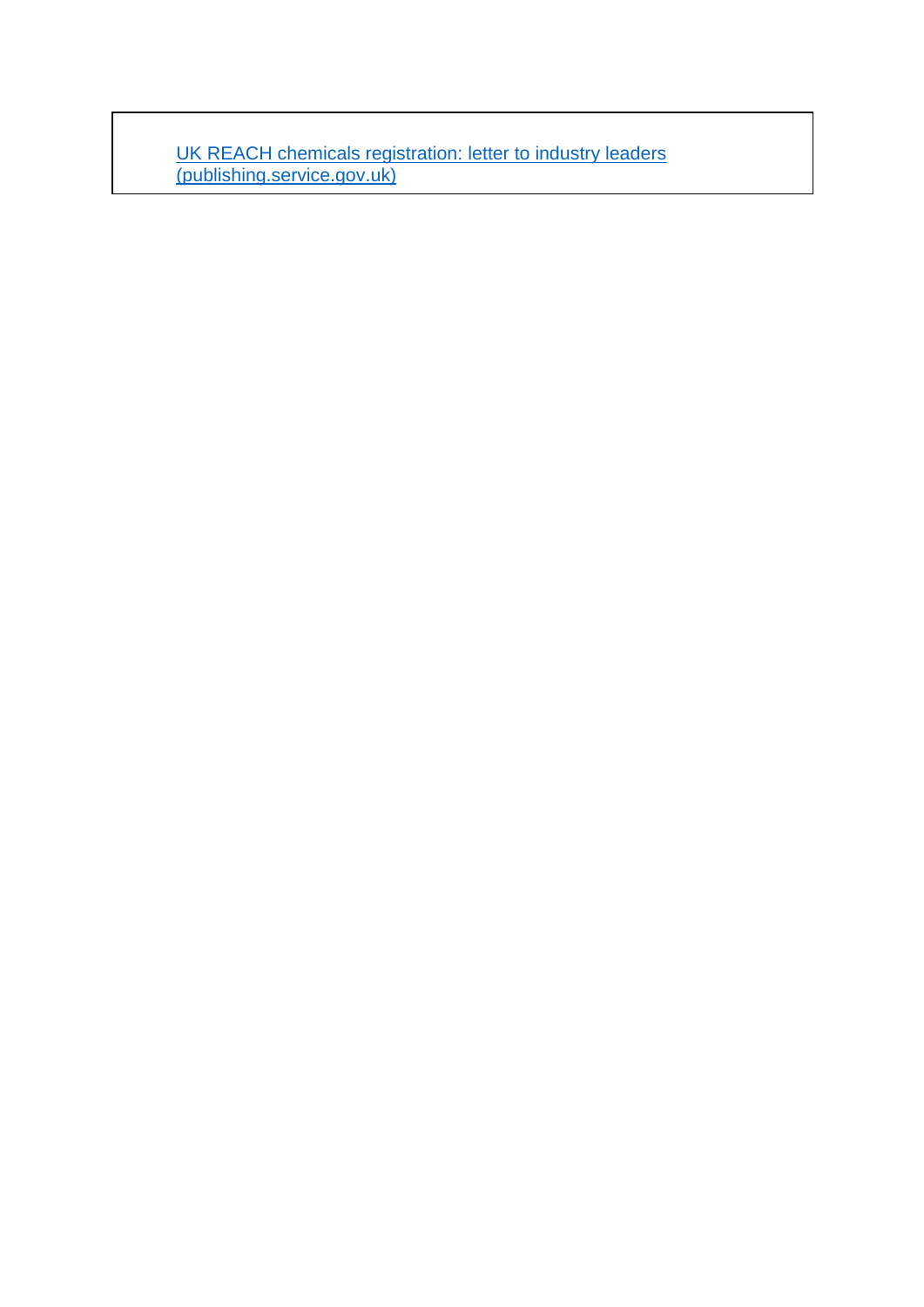UK REACH chemicals registration: letter to industry leaders (publishing.service.gov.uk)